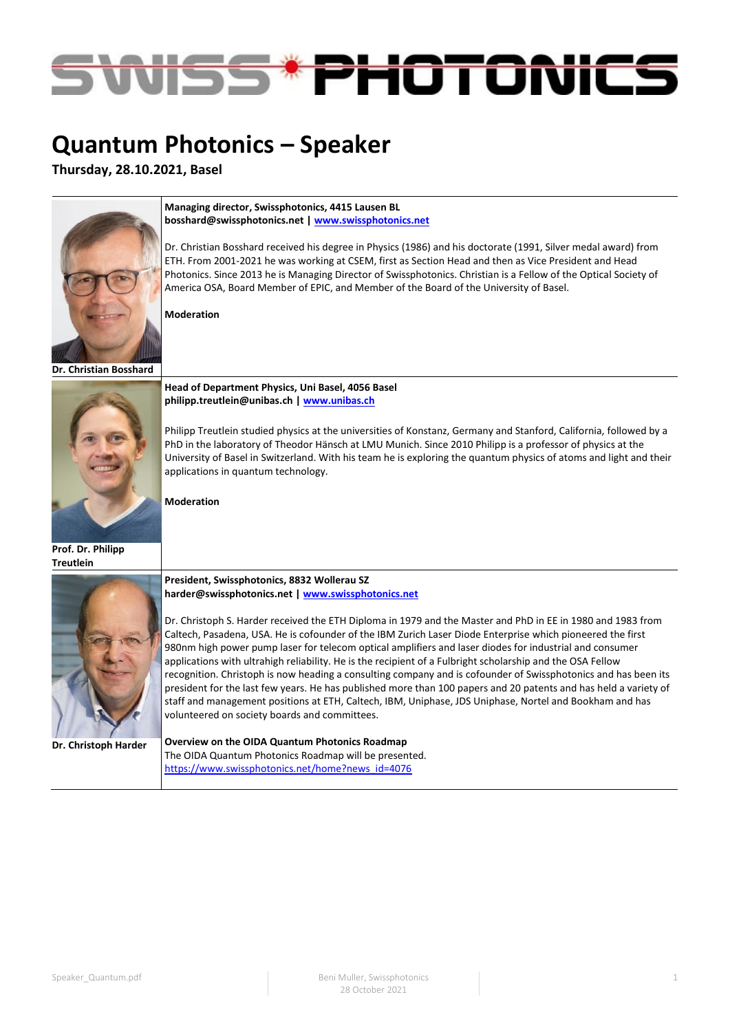# Quantum Photonics – Speaker

**Thursday, 28.10.2021, Basel**

| | |
|---|---|
| **Dr. Christian Bosshard** | **Managing director, Swissphotonics, 4415 Lausen BL**<br>**bosshard@swissphotonics.net \| [www.swissphotonics.net](www.swissphotonics.net)**<br><br>Dr. Christian Bosshard received his degree in Physics (1986) and his doctorate (1991, Silver medal award) from ETH. From 2001-2021 he was working at CSEM, first as Section Head and then as Vice President and Head Photonics. Since 2013 he is Managing Director of Swissphotonics. Christian is a Fellow of the Optical Society of America OSA, Board Member of EPIC, and Member of the Board of the University of Basel.<br><br>**Moderation** |
| **Prof. Dr. Philipp Treutlein** | **Head of Department Physics, Uni Basel, 4056 Basel**<br>**philipp.treutlein@unibas.ch \| [www.unibas.ch](www.unibas.ch)**<br><br>Philipp Treutlein studied physics at the universities of Konstanz, Germany and Stanford, California, followed by a PhD in the laboratory of Theodor Hänsch at LMU Munich. Since 2010 Philipp is a professor of physics at the University of Basel in Switzerland. With his team he is exploring the quantum physics of atoms and light and their applications in quantum technology.<br><br>**Moderation** |
| **Dr. Christoph Harder** | **President, Swissphotonics, 8832 Wollerau SZ**<br>**harder@swissphotonics.net \| [www.swissphotonics.net](www.swissphotonics.net)**<br><br>Dr. Christoph S. Harder received the ETH Diploma in 1979 and the Master and PhD in EE in 1980 and 1983 from Caltech, Pasadena, USA. He is cofounder of the IBM Zurich Laser Diode Enterprise which pioneered the first 980nm high power pump laser for telecom optical amplifiers and laser diodes for industrial and consumer applications with ultrahigh reliability. He is the recipient of a Fulbright scholarship and the OSA Fellow recognition. Christoph is now heading a consulting company and is cofounder of Swissphotonics and has been its president for the last few years. He has published more than 100 papers and 20 patents and has held a variety of staff and management positions at ETH, Caltech, IBM, Uniphase, JDS Uniphase, Nortel and Bookham and has volunteered on society boards and committees.<br><br>**Overview on the OIDA Quantum Photonics Roadmap**<br>The OIDA Quantum Photonics Roadmap will be presented.<br>[https://www.swissphotonics.net/home?news_id=4076](https://www.swissphotonics.net/home?news_id=4076) |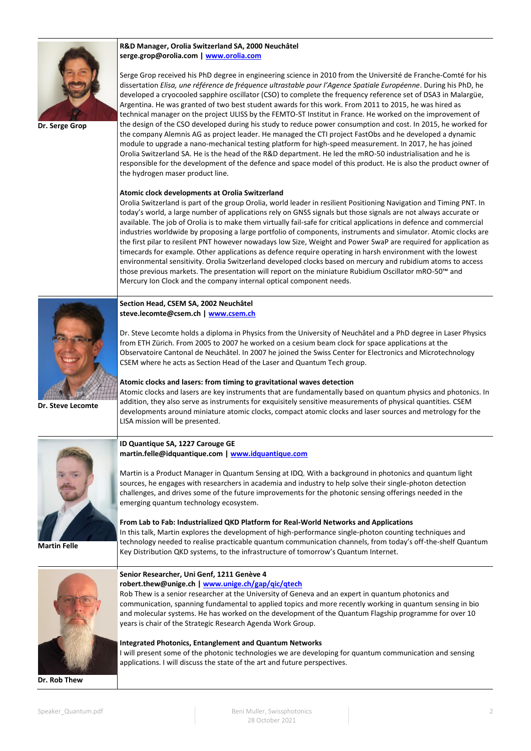**Dr. Serge Grop**

**R&D Manager, Orolia Switzerland SA, 2000 Neuchâtel**
**serge.grop@orolia.com | [www.orolia.com](http://www.orolia.com)**

Serge Grop received his PhD degree in engineering science in 2010 from the Université de Franche-Comté for his dissertation *Elisa, une référence de fréquence ultrastable pour l'Agence Spatiale Européenne*. During his PhD, he developed a cryocooled sapphire oscillator (CSO) to complete the frequency reference set of DSA3 in Malargüe, Argentina. He was granted of two best student awards for this work. From 2011 to 2015, he was hired as technical manager on the project ULISS by the FEMTO-ST Institut in France. He worked on the improvement of the design of the CSO developed during his study to reduce power consumption and cost. In 2015, he worked for the company Alemnis AG as project leader. He managed the CTI project FastObs and he developed a dynamic module to upgrade a nano-mechanical testing platform for high-speed measurement. In 2017, he has joined Orolia Switzerland SA. He is the head of the R&D department. He led the mRO-50 industrialisation and he is responsible for the development of the defence and space model of this product. He is also the product owner of the hydrogen maser product line.

**Atomic clock developments at Orolia Switzerland**

Orolia Switzerland is part of the group Orolia, world leader in resilient Positioning Navigation and Timing PNT. In today's world, a large number of applications rely on GNSS signals but those signals are not always accurate or available. The job of Orolia is to make them virtually fail-safe for critical applications in defence and commercial industries worldwide by proposing a large portfolio of components, instruments and simulator. Atomic clocks are the first pilar to resilent PNT however nowadays low Size, Weight and Power SwaP are required for application as timecards for example. Other applications as defence require operating in harsh environment with the lowest environmental sensitivity. Orolia Switzerland developed clocks based on mercury and rubidium atoms to access those previous markets. The presentation will report on the miniature Rubidium Oscillator mRO-50™ and Mercury Ion Clock and the company internal optical component needs.

---

**Dr. Steve Lecomte**

**Section Head, CSEM SA, 2002 Neuchâtel**
**steve.lecomte@csem.ch | [www.csem.ch](http://www.csem.ch)**

Dr. Steve Lecomte holds a diploma in Physics from the University of Neuchâtel and a PhD degree in Laser Physics from ETH Zürich. From 2005 to 2007 he worked on a cesium beam clock for space applications at the Observatoire Cantonal de Neuchâtel. In 2007 he joined the Swiss Center for Electronics and Microtechnology CSEM where he acts as Section Head of the Laser and Quantum Tech group.

**Atomic clocks and lasers: from timing to gravitational waves detection**

Atomic clocks and lasers are key instruments that are fundamentally based on quantum physics and photonics. In addition, they also serve as instruments for exquisitely sensitive measurements of physical quantities. CSEM developments around miniature atomic clocks, compact atomic clocks and laser sources and metrology for the LISA mission will be presented.

---

**Martin Felle**

**ID Quantique SA, 1227 Carouge GE**
**martin.felle@idquantique.com | [www.idquantique.com](http://www.idquantique.com)**

Martin is a Product Manager in Quantum Sensing at IDQ. With a background in photonics and quantum light sources, he engages with researchers in academia and industry to help solve their single-photon detection challenges, and drives some of the future improvements for the photonic sensing offerings needed in the emerging quantum technology ecosystem.

**From Lab to Fab: Industrialized QKD Platform for Real-World Networks and Applications**

In this talk, Martin explores the development of high-performance single-photon counting techniques and technology needed to realise practicable quantum communication channels, from today's off-the-shelf Quantum Key Distribution QKD systems, to the infrastructure of tomorrow's Quantum Internet.

---

**Dr. Rob Thew**

**Senior Researcher, Uni Genf, 1211 Genève 4**
**robert.thew@unige.ch | [www.unige.ch/gap/qic/qtech](http://www.unige.ch/gap/qic/qtech)**

Rob Thew is a senior researcher at the University of Geneva and an expert in quantum photonics and communication, spanning fundamental to applied topics and more recently working in quantum sensing in bio and molecular systems. He has worked on the development of the Quantum Flagship programme for over 10 years is chair of the Strategic Research Agenda Work Group.

**Integrated Photonics, Entanglement and Quantum Networks**

I will present some of the photonic technologies we are developing for quantum communication and sensing applications. I will discuss the state of the art and future perspectives.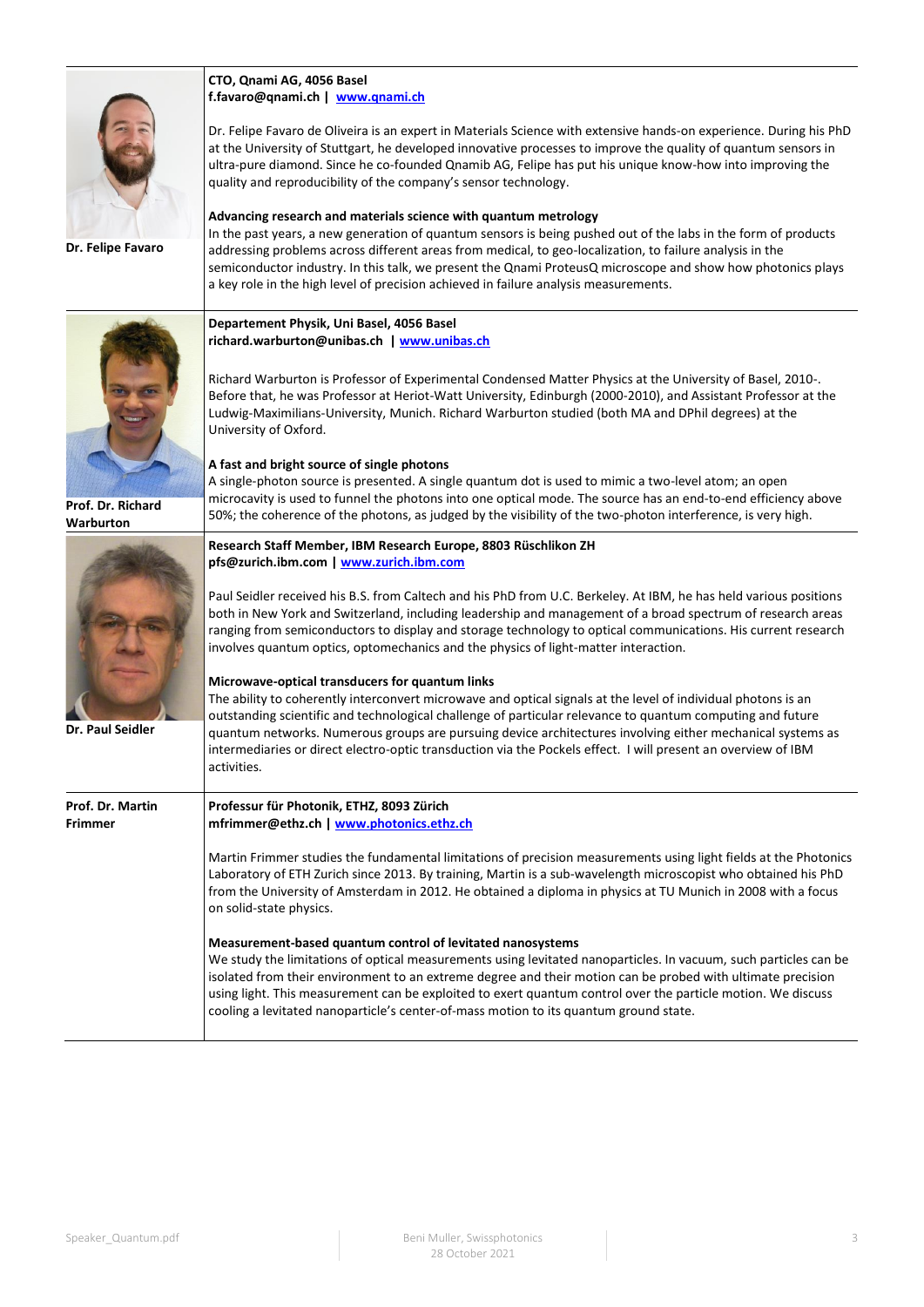**Dr. Felipe Favaro**

**CTO, Qnami AG, 4056 Basel**
**f.favaro@qnami.ch | www.qnami.ch**

Dr. Felipe Favaro de Oliveira is an expert in Materials Science with extensive hands-on experience. During his PhD at the University of Stuttgart, he developed innovative processes to improve the quality of quantum sensors in ultra-pure diamond. Since he co-founded Qnamib AG, Felipe has put his unique know-how into improving the quality and reproducibility of the company's sensor technology.

**Advancing research and materials science with quantum metrology**

In the past years, a new generation of quantum sensors is being pushed out of the labs in the form of products addressing problems across different areas from medical, to geo-localization, to failure analysis in the semiconductor industry. In this talk, we present the Qnami ProteusQ microscope and show how photonics plays a key role in the high level of precision achieved in failure analysis measurements.

---

**Prof. Dr. Richard Warburton**

**Departement Physik, Uni Basel, 4056 Basel**
**richard.warburton@unibas.ch | www.unibas.ch**

Richard Warburton is Professor of Experimental Condensed Matter Physics at the University of Basel, 2010-. Before that, he was Professor at Heriot-Watt University, Edinburgh (2000-2010), and Assistant Professor at the Ludwig-Maximilians-University, Munich. Richard Warburton studied (both MA and DPhil degrees) at the University of Oxford.

**A fast and bright source of single photons**

A single-photon source is presented. A single quantum dot is used to mimic a two-level atom; an open microcavity is used to funnel the photons into one optical mode. The source has an end-to-end efficiency above 50%; the coherence of the photons, as judged by the visibility of the two-photon interference, is very high.

---

**Dr. Paul Seidler**

**Research Staff Member, IBM Research Europe, 8803 Rüschlikon ZH**
**pfs@zurich.ibm.com | www.zurich.ibm.com**

Paul Seidler received his B.S. from Caltech and his PhD from U.C. Berkeley. At IBM, he has held various positions both in New York and Switzerland, including leadership and management of a broad spectrum of research areas ranging from semiconductors to display and storage technology to optical communications. His current research involves quantum optics, optomechanics and the physics of light-matter interaction.

**Microwave-optical transducers for quantum links**

The ability to coherently interconvert microwave and optical signals at the level of individual photons is an outstanding scientific and technological challenge of particular relevance to quantum computing and future quantum networks. Numerous groups are pursuing device architectures involving either mechanical systems as intermediaries or direct electro-optic transduction via the Pockels effect. I will present an overview of IBM activities.

---

**Prof. Dr. Martin Frimmer**

**Professur für Photonik, ETHZ, 8093 Zürich**
**mfrimmer@ethz.ch | www.photonics.ethz.ch**

Martin Frimmer studies the fundamental limitations of precision measurements using light fields at the Photonics Laboratory of ETH Zurich since 2013. By training, Martin is a sub-wavelength microscopist who obtained his PhD from the University of Amsterdam in 2012. He obtained a diploma in physics at TU Munich in 2008 with a focus on solid-state physics.

**Measurement-based quantum control of levitated nanosystems**

We study the limitations of optical measurements using levitated nanoparticles. In vacuum, such particles can be isolated from their environment to an extreme degree and their motion can be probed with ultimate precision using light. This measurement can be exploited to exert quantum control over the particle motion. We discuss cooling a levitated nanoparticle's center-of-mass motion to its quantum ground state.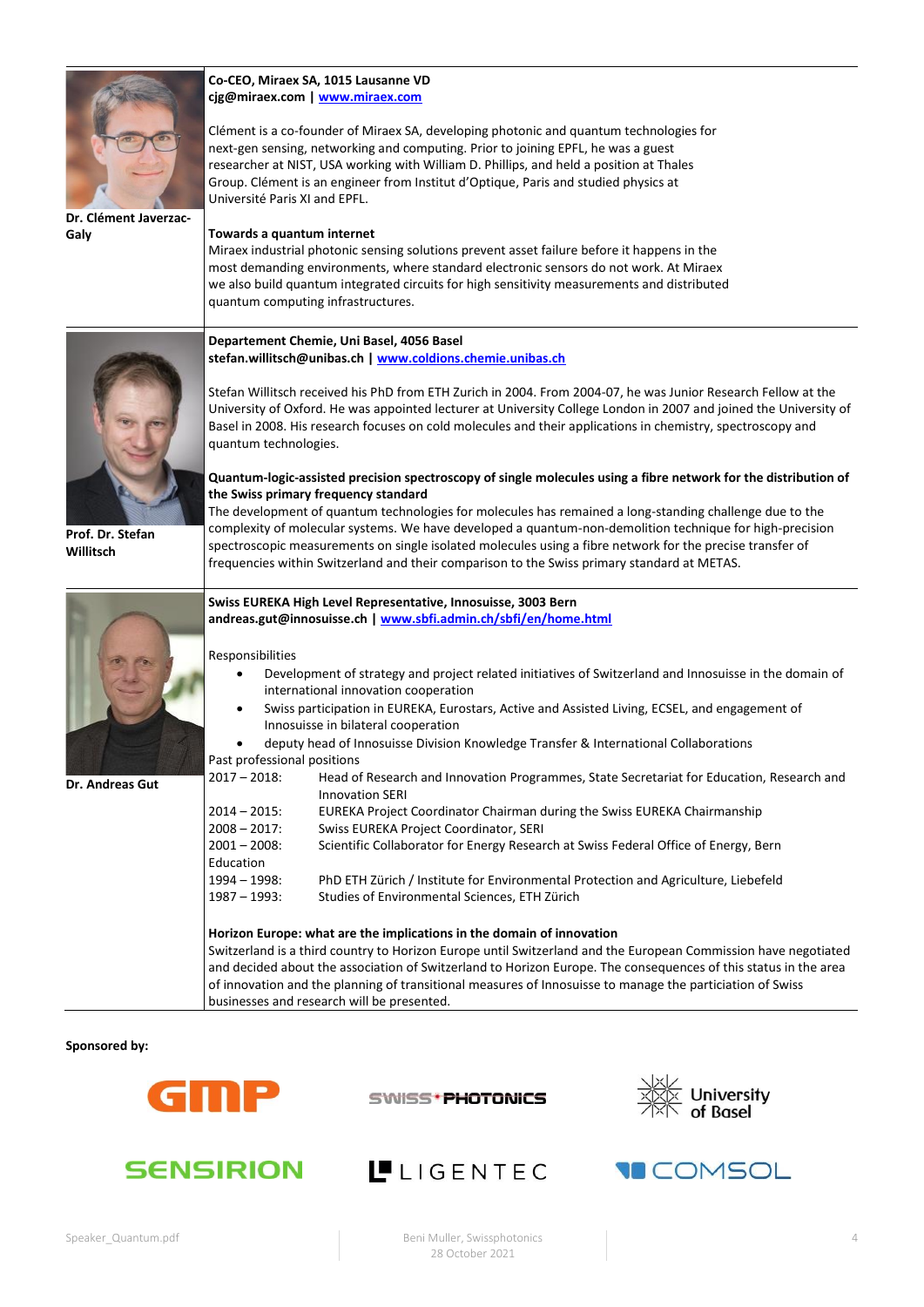**Dr. Clément Javerzac-Galy**

**Co-CEO, Miraex SA, 1015 Lausanne VD**
**cjg@miraex.com | www.miraex.com**

Clément is a co-founder of Miraex SA, developing photonic and quantum technologies for next-gen sensing, networking and computing. Prior to joining EPFL, he was a guest researcher at NIST, USA working with William D. Phillips, and held a position at Thales Group. Clément is an engineer from Institut d'Optique, Paris and studied physics at Université Paris XI and EPFL.

**Towards a quantum internet**
Miraex industrial photonic sensing solutions prevent asset failure before it happens in the most demanding environments, where standard electronic sensors do not work. At Miraex we also build quantum integrated circuits for high sensitivity measurements and distributed quantum computing infrastructures.

---

**Prof. Dr. Stefan Willitsch**

**Departement Chemie, Uni Basel, 4056 Basel**
**stefan.willitsch@unibas.ch | www.coldions.chemie.unibas.ch**

Stefan Willitsch received his PhD from ETH Zurich in 2004. From 2004-07, he was Junior Research Fellow at the University of Oxford. He was appointed lecturer at University College London in 2007 and joined the University of Basel in 2008. His research focuses on cold molecules and their applications in chemistry, spectroscopy and quantum technologies.

**Quantum-logic-assisted precision spectroscopy of single molecules using a fibre network for the distribution of the Swiss primary frequency standard**
The development of quantum technologies for molecules has remained a long-standing challenge due to the complexity of molecular systems. We have developed a quantum-non-demolition technique for high-precision spectroscopic measurements on single isolated molecules using a fibre network for the precise transfer of frequencies within Switzerland and their comparison to the Swiss primary standard at METAS.

---

**Dr. Andreas Gut**

**Swiss EUREKA High Level Representative, Innosuisse, 3003 Bern**
**andreas.gut@innosuisse.ch | www.sbfi.admin.ch/sbfi/en/home.html**

Responsibilities

- Development of strategy and project related initiatives of Switzerland and Innosuisse in the domain of international innovation cooperation
- Swiss participation in EUREKA, Eurostars, Active and Assisted Living, ECSEL, and engagement of Innosuisse in bilateral cooperation
- deputy head of Innosuisse Division Knowledge Transfer & International Collaborations

Past professional positions

2017 – 2018: Head of Research and Innovation Programmes, State Secretariat for Education, Research and Innovation SERI
2014 – 2015: EUREKA Project Coordinator Chairman during the Swiss EUREKA Chairmanship
2008 – 2017: Swiss EUREKA Project Coordinator, SERI
2001 – 2008: Scientific Collaborator for Energy Research at Swiss Federal Office of Energy, Bern

Education

1994 – 1998: PhD ETH Zürich / Institute for Environmental Protection and Agriculture, Liebefeld
1987 – 1993: Studies of Environmental Sciences, ETH Zürich

**Horizon Europe: what are the implications in the domain of innovation**
Switzerland is a third country to Horizon Europe until Switzerland and the European Commission have negotiated and decided about the association of Switzerland to Horizon Europe. The consequences of this status in the area of innovation and the planning of transitional measures of Innosuisse to manage the particiation of Swiss businesses and research will be presented.

---

**Sponsored by:**

GMP, SWISS PHOTONICS, University of Basel, SENSIRION, LIGENTEC, COMSOL